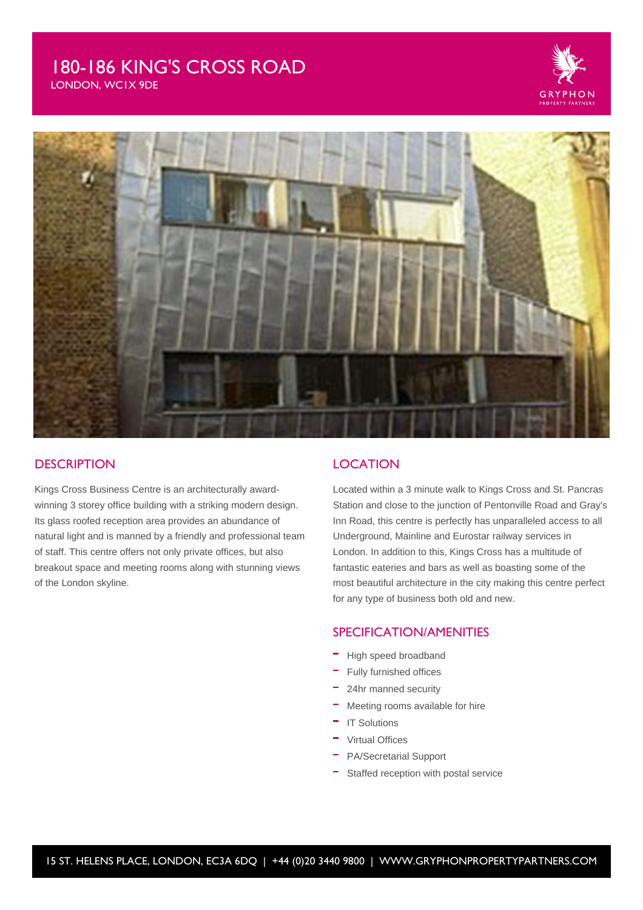# 180-186 KING'S CROSS ROAD

LONDON, WC1X 9DE

## DESCRIPTION

Kings Cross Business Centre is an architecturally award-winning 3 storey office building with a striking modern design. Its glass roofed reception area provides an abundance of natural light and is manned by a friendly and professional team of staff. This centre offers not only private offices, but also breakout space and meeting rooms along with stunning views of the London skyline.

## LOCATION

Located within a 3 minute walk to Kings Cross and St. Pancras Station and close to the junction of Pentonville Road and Gray's Inn Road, this centre is perfectly has unparalleled access to all Underground, Mainline and Eurostar railway services in London. In addition to this, Kings Cross has a multitude of fantastic eateries and bars as well as boasting some of the most beautiful architecture in the city making this centre perfect for any type of business both old and new.

## SPECIFICATION/AMENITIES

- High speed broadband
- Fully furnished offices
- 24hr manned security
- Meeting rooms available for hire
- IT Solutions
- Virtual Offices
- PA/Secretarial Support
- Staffed reception with postal service

15 ST. HELENS PLACE, LONDON, EC3A 6DQ | +44 (0)20 3440 9800 | WWW.GRYPHONPROPERTYPARTNERS.COM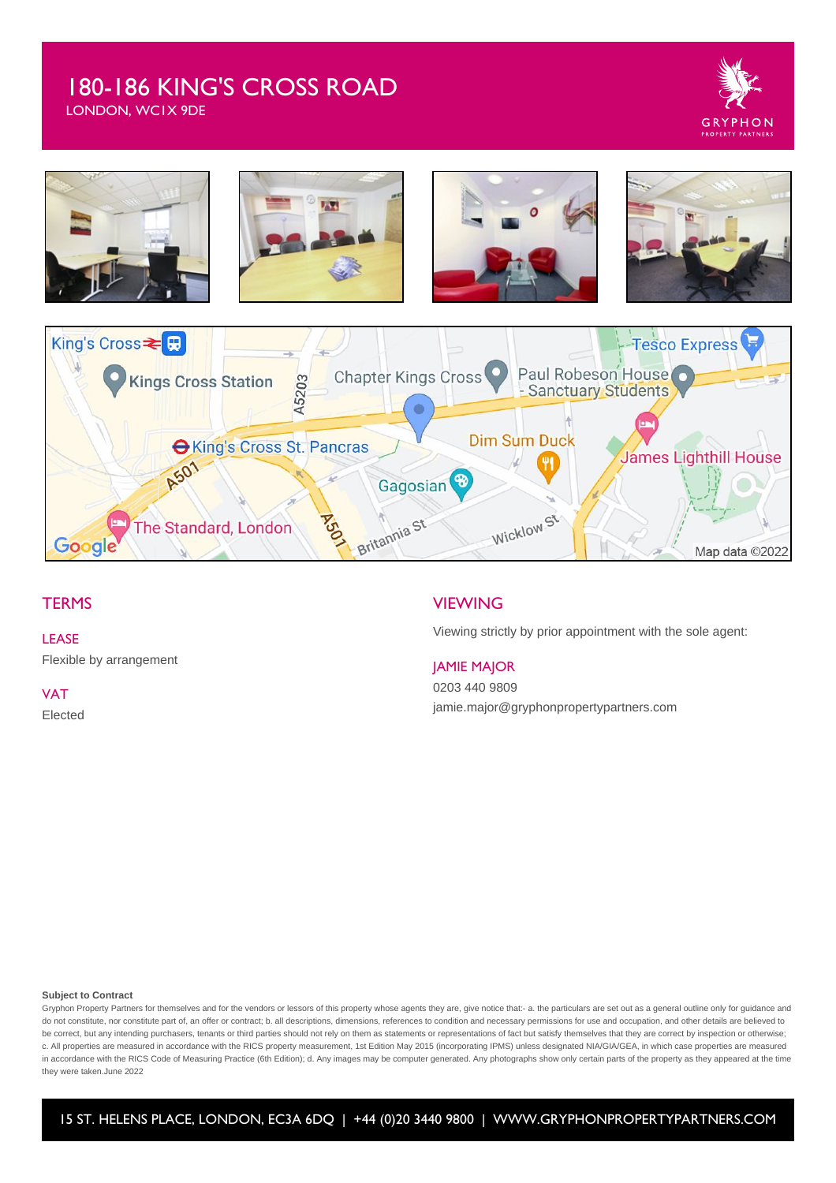# 180-186 KING'S CROSS ROAD

LONDON, WC1X 9DE

## TERMS

### LEASE

Flexible by arrangement

### VAT

Elected

## VIEWING

Viewing strictly by prior appointment with the sole agent:

### JAMIE MAJOR

0203 440 9809

jamie.major@gryphonpropertypartners.com

**Subject to Contract**

Gryphon Property Partners for themselves and for the vendors or lessors of this property whose agents they are, give notice that:- a. the particulars are set out as a general outline only for guidance and do not constitute, nor constitute part of, an offer or contract; b. all descriptions, dimensions, references to condition and necessary permissions for use and occupation, and other details are believed to be correct, but any intending purchasers, tenants or third parties should not rely on them as statements or representations of fact but satisfy themselves that they are correct by inspection or otherwise; c. All properties are measured in accordance with the RICS property measurement, 1st Edition May 2015 (incorporating IPMS) unless designated NIA/GIA/GEA, in which case properties are measured in accordance with the RICS Code of Measuring Practice (6th Edition); d. Any images may be computer generated. Any photographs show only certain parts of the property as they appeared at the time they were taken.June 2022

15 ST. HELENS PLACE, LONDON, EC3A 6DQ | +44 (0)20 3440 9800 | WWW.GRYPHONPROPERTYPARTNERS.COM